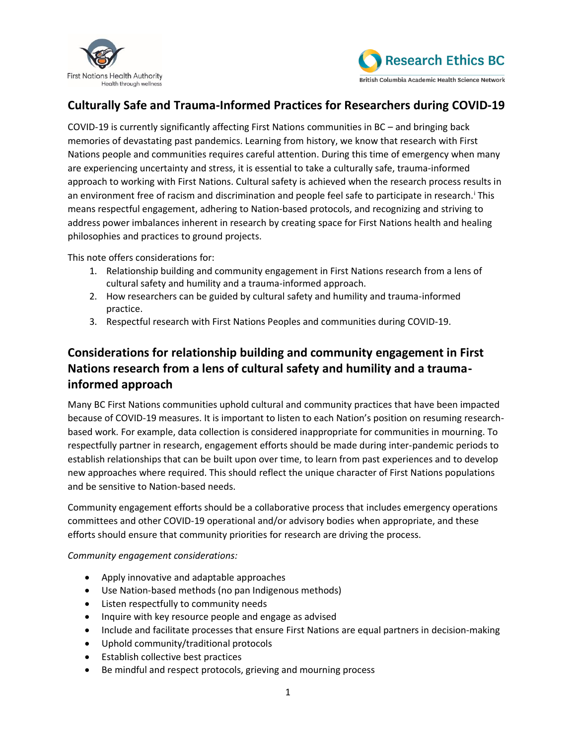First Nations Health Authority
Health through wellness

Research Ethics BC
British Columbia Academic Health Science Network

# Culturally Safe and Trauma-Informed Practices for Researchers during COVID-19

COVID-19 is currently significantly affecting First Nations communities in BC – and bringing back memories of devastating past pandemics. Learning from history, we know that research with First Nations people and communities requires careful attention. During this time of emergency when many are experiencing uncertainty and stress, it is essential to take a culturally safe, trauma-informed approach to working with First Nations. Cultural safety is achieved when the research process results in an environment free of racism and discrimination and people feel safe to participate in research.[i] This means respectful engagement, adhering to Nation-based protocols, and recognizing and striving to address power imbalances inherent in research by creating space for First Nations health and healing philosophies and practices to ground projects.

This note offers considerations for:

1. Relationship building and community engagement in First Nations research from a lens of cultural safety and humility and a trauma-informed approach.
2. How researchers can be guided by cultural safety and humility and trauma-informed practice.
3. Respectful research with First Nations Peoples and communities during COVID-19.

## Considerations for relationship building and community engagement in First Nations research from a lens of cultural safety and humility and a trauma-informed approach

Many BC First Nations communities uphold cultural and community practices that have been impacted because of COVID-19 measures. It is important to listen to each Nation's position on resuming research-based work. For example, data collection is considered inappropriate for communities in mourning. To respectfully partner in research, engagement efforts should be made during inter-pandemic periods to establish relationships that can be built upon over time, to learn from past experiences and to develop new approaches where required. This should reflect the unique character of First Nations populations and be sensitive to Nation-based needs.

Community engagement efforts should be a collaborative process that includes emergency operations committees and other COVID-19 operational and/or advisory bodies when appropriate, and these efforts should ensure that community priorities for research are driving the process.

*Community engagement considerations:*

- Apply innovative and adaptable approaches
- Use Nation-based methods (no pan Indigenous methods)
- Listen respectfully to community needs
- Inquire with key resource people and engage as advised
- Include and facilitate processes that ensure First Nations are equal partners in decision-making
- Uphold community/traditional protocols
- Establish collective best practices
- Be mindful and respect protocols, grieving and mourning process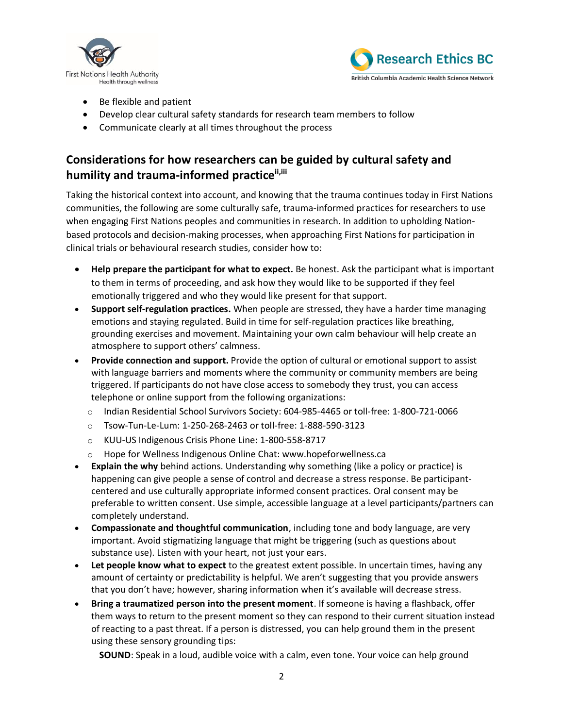- Be flexible and patient
- Develop clear cultural safety standards for research team members to follow
- Communicate clearly at all times throughout the process

## Considerations for how researchers can be guided by cultural safety and humility and trauma-informed practice[ii,iii]

Taking the historical context into account, and knowing that the trauma continues today in First Nations communities, the following are some culturally safe, trauma-informed practices for researchers to use when engaging First Nations peoples and communities in research. In addition to upholding Nation-based protocols and decision-making processes, when approaching First Nations for participation in clinical trials or behavioural research studies, consider how to:

- **Help prepare the participant for what to expect.** Be honest. Ask the participant what is important to them in terms of proceeding, and ask how they would like to be supported if they feel emotionally triggered and who they would like present for that support.
- **Support self-regulation practices.** When people are stressed, they have a harder time managing emotions and staying regulated. Build in time for self-regulation practices like breathing, grounding exercises and movement. Maintaining your own calm behaviour will help create an atmosphere to support others' calmness.
- **Provide connection and support.** Provide the option of cultural or emotional support to assist with language barriers and moments where the community or community members are being triggered. If participants do not have close access to somebody they trust, you can access telephone or online support from the following organizations:
  - Indian Residential School Survivors Society: 604-985-4465 or toll-free: 1-800-721-0066
  - Tsow-Tun-Le-Lum: 1-250-268-2463 or toll-free: 1-888-590-3123
  - KUU-US Indigenous Crisis Phone Line: 1-800-558-8717
  - Hope for Wellness Indigenous Online Chat: www.hopeforwellness.ca
- **Explain the why** behind actions. Understanding why something (like a policy or practice) is happening can give people a sense of control and decrease a stress response. Be participant-centered and use culturally appropriate informed consent practices. Oral consent may be preferable to written consent. Use simple, accessible language at a level participants/partners can completely understand.
- **Compassionate and thoughtful communication**, including tone and body language, are very important. Avoid stigmatizing language that might be triggering (such as questions about substance use). Listen with your heart, not just your ears.
- **Let people know what to expect** to the greatest extent possible. In uncertain times, having any amount of certainty or predictability is helpful. We aren't suggesting that you provide answers that you don't have; however, sharing information when it's available will decrease stress.
- **Bring a traumatized person into the present moment**. If someone is having a flashback, offer them ways to return to the present moment so they can respond to their current situation instead of reacting to a past threat. If a person is distressed, you can help ground them in the present using these sensory grounding tips:

  **SOUND**: Speak in a loud, audible voice with a calm, even tone. Your voice can help ground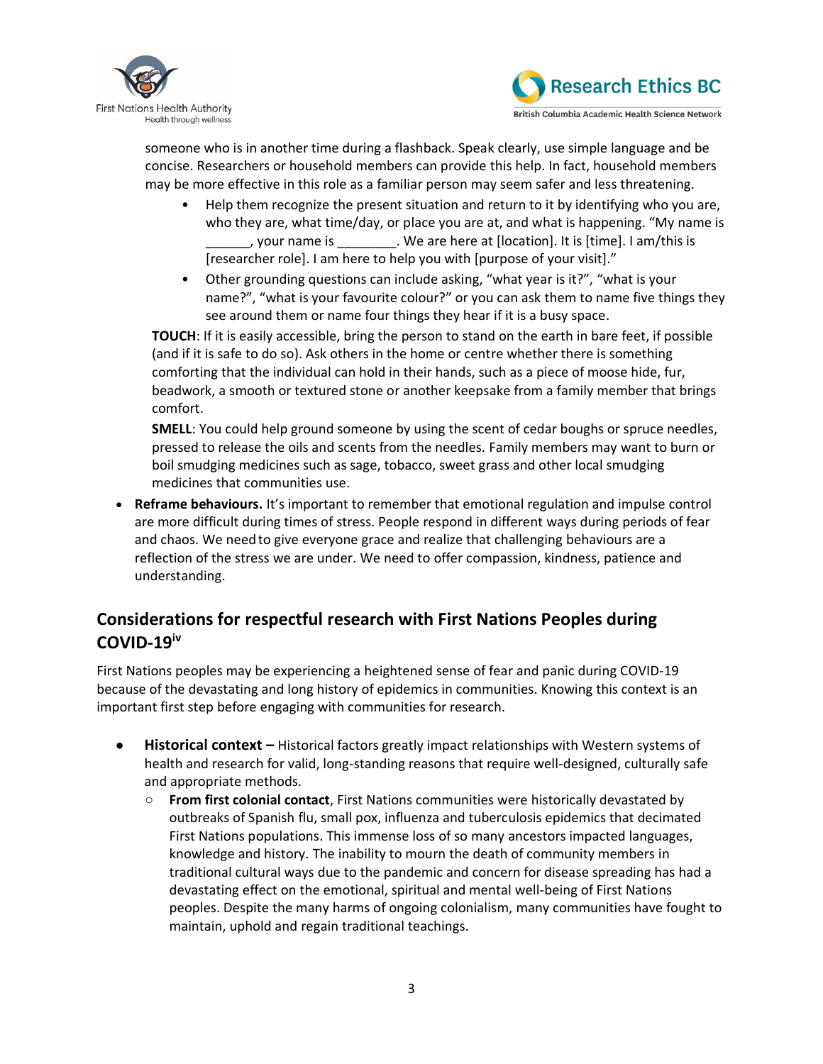someone who is in another time during a flashback. Speak clearly, use simple language and be concise. Researchers or household members can provide this help. In fact, household members may be more effective in this role as a familiar person may seem safer and less threatening.

- Help them recognize the present situation and return to it by identifying who you are, who they are, what time/day, or place you are at, and what is happening. "My name is ______, your name is ________. We are here at [location]. It is [time]. I am/this is [researcher role]. I am here to help you with [purpose of your visit]."
- Other grounding questions can include asking, "what year is it?", "what is your name?", "what is your favourite colour?" or you can ask them to name five things they see around them or name four things they hear if it is a busy space.

**TOUCH**: If it is easily accessible, bring the person to stand on the earth in bare feet, if possible (and if it is safe to do so). Ask others in the home or centre whether there is something comforting that the individual can hold in their hands, such as a piece of moose hide, fur, beadwork, a smooth or textured stone or another keepsake from a family member that brings comfort.

**SMELL**: You could help ground someone by using the scent of cedar boughs or spruce needles, pressed to release the oils and scents from the needles. Family members may want to burn or boil smudging medicines such as sage, tobacco, sweet grass and other local smudging medicines that communities use.

- **Reframe behaviours.** It's important to remember that emotional regulation and impulse control are more difficult during times of stress. People respond in different ways during periods of fear and chaos. We need to give everyone grace and realize that challenging behaviours are a reflection of the stress we are under. We need to offer compassion, kindness, patience and understanding.

## Considerations for respectful research with First Nations Peoples during COVID-19[iv]

First Nations peoples may be experiencing a heightened sense of fear and panic during COVID-19 because of the devastating and long history of epidemics in communities. Knowing this context is an important first step before engaging with communities for research.

- **Historical context –** Historical factors greatly impact relationships with Western systems of health and research for valid, long-standing reasons that require well-designed, culturally safe and appropriate methods.
  - **From first colonial contact**, First Nations communities were historically devastated by outbreaks of Spanish flu, small pox, influenza and tuberculosis epidemics that decimated First Nations populations. This immense loss of so many ancestors impacted languages, knowledge and history. The inability to mourn the death of community members in traditional cultural ways due to the pandemic and concern for disease spreading has had a devastating effect on the emotional, spiritual and mental well-being of First Nations peoples. Despite the many harms of ongoing colonialism, many communities have fought to maintain, uphold and regain traditional teachings.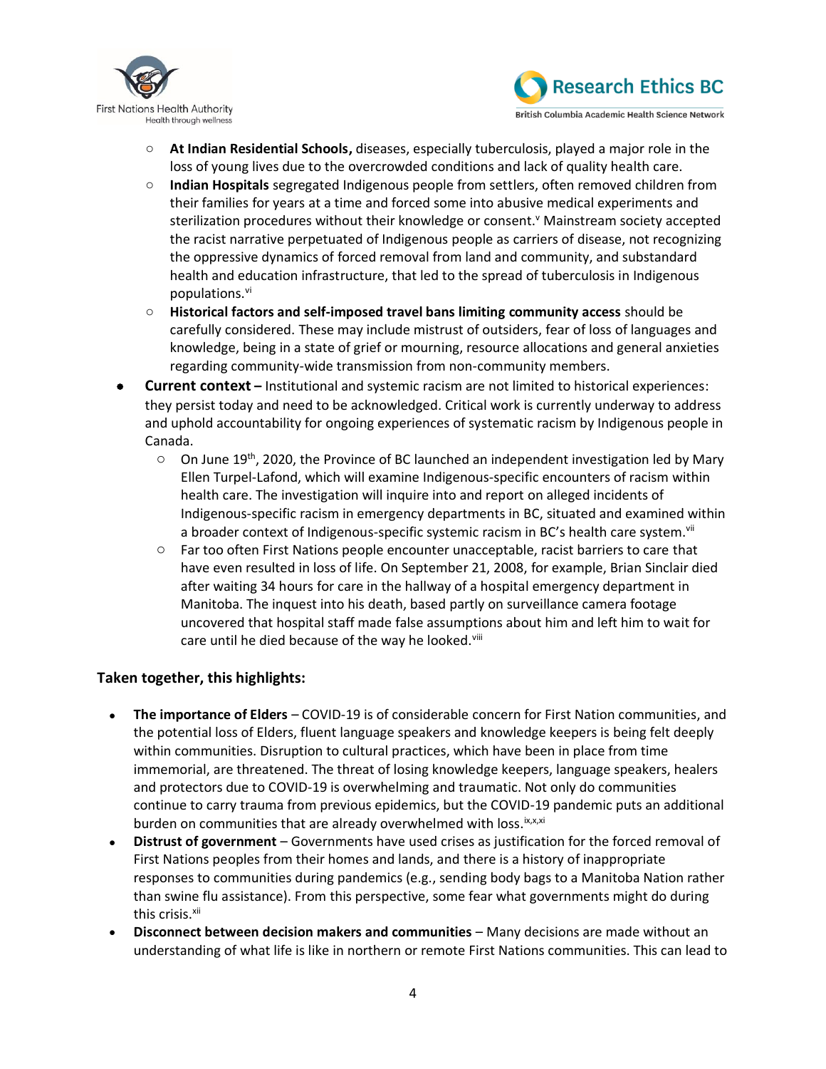- **At Indian Residential Schools,** diseases, especially tuberculosis, played a major role in the loss of young lives due to the overcrowded conditions and lack of quality health care.
- **Indian Hospitals** segregated Indigenous people from settlers, often removed children from their families for years at a time and forced some into abusive medical experiments and sterilization procedures without their knowledge or consent.[v] Mainstream society accepted the racist narrative perpetuated of Indigenous people as carriers of disease, not recognizing the oppressive dynamics of forced removal from land and community, and substandard health and education infrastructure, that led to the spread of tuberculosis in Indigenous populations.[vi]
- **Historical factors and self-imposed travel bans limiting community access** should be carefully considered. These may include mistrust of outsiders, fear of loss of languages and knowledge, being in a state of grief or mourning, resource allocations and general anxieties regarding community-wide transmission from non-community members.

- **Current context –** Institutional and systemic racism are not limited to historical experiences: they persist today and need to be acknowledged. Critical work is currently underway to address and uphold accountability for ongoing experiences of systematic racism by Indigenous people in Canada.
  - On June 19th, 2020, the Province of BC launched an independent investigation led by Mary Ellen Turpel-Lafond, which will examine Indigenous-specific encounters of racism within health care. The investigation will inquire into and report on alleged incidents of Indigenous-specific racism in emergency departments in BC, situated and examined within a broader context of Indigenous-specific systemic racism in BC's health care system.[vii]
  - Far too often First Nations people encounter unacceptable, racist barriers to care that have even resulted in loss of life. On September 21, 2008, for example, Brian Sinclair died after waiting 34 hours for care in the hallway of a hospital emergency department in Manitoba. The inquest into his death, based partly on surveillance camera footage uncovered that hospital staff made false assumptions about him and left him to wait for care until he died because of the way he looked.[viii]

### Taken together, this highlights:

- **The importance of Elders** – COVID-19 is of considerable concern for First Nation communities, and the potential loss of Elders, fluent language speakers and knowledge keepers is being felt deeply within communities. Disruption to cultural practices, which have been in place from time immemorial, are threatened. The threat of losing knowledge keepers, language speakers, healers and protectors due to COVID-19 is overwhelming and traumatic. Not only do communities continue to carry trauma from previous epidemics, but the COVID-19 pandemic puts an additional burden on communities that are already overwhelmed with loss.[ix,x,xi]
- **Distrust of government** – Governments have used crises as justification for the forced removal of First Nations peoples from their homes and lands, and there is a history of inappropriate responses to communities during pandemics (e.g., sending body bags to a Manitoba Nation rather than swine flu assistance). From this perspective, some fear what governments might do during this crisis.[xii]
- **Disconnect between decision makers and communities** – Many decisions are made without an understanding of what life is like in northern or remote First Nations communities. This can lead to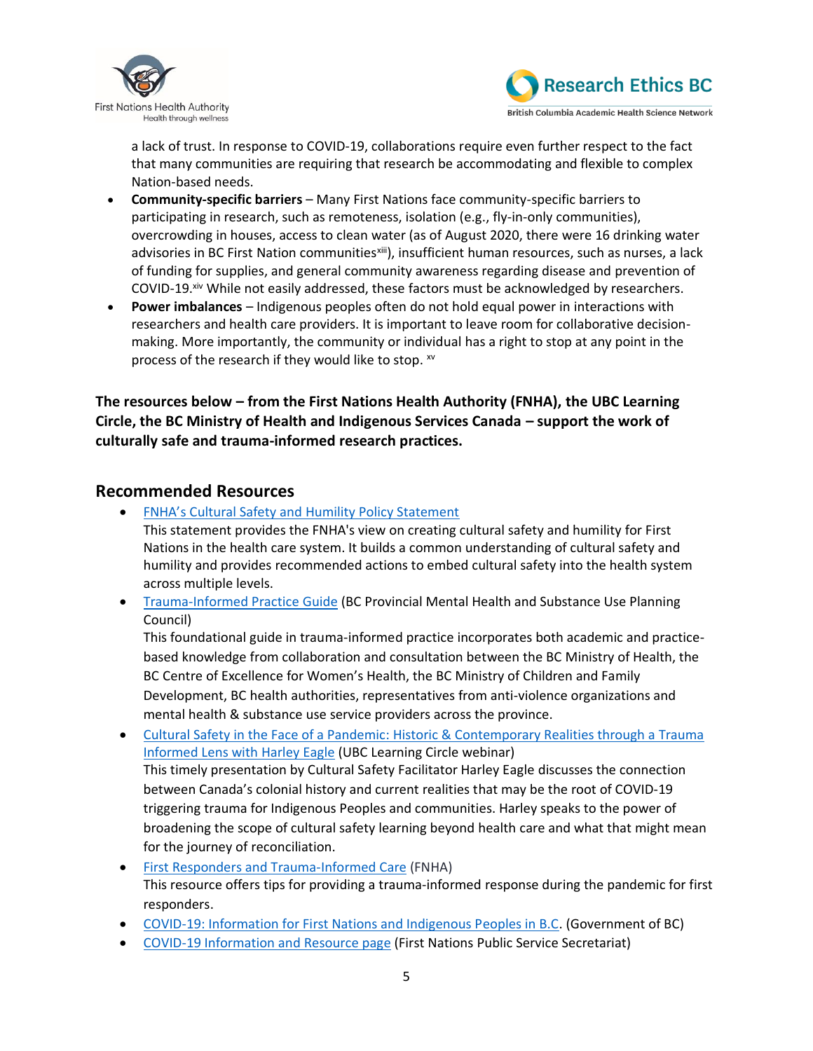a lack of trust. In response to COVID-19, collaborations require even further respect to the fact that many communities are requiring that research be accommodating and flexible to complex Nation-based needs.

- **Community-specific barriers** – Many First Nations face community-specific barriers to participating in research, such as remoteness, isolation (e.g., fly-in-only communities), overcrowding in houses, access to clean water (as of August 2020, there were 16 drinking water advisories in BC First Nation communities[xiii]), insufficient human resources, such as nurses, a lack of funding for supplies, and general community awareness regarding disease and prevention of COVID-19.[xiv] While not easily addressed, these factors must be acknowledged by researchers.
- **Power imbalances** – Indigenous peoples often do not hold equal power in interactions with researchers and health care providers. It is important to leave room for collaborative decision-making. More importantly, the community or individual has a right to stop at any point in the process of the research if they would like to stop. [xv]

**The resources below – from the First Nations Health Authority (FNHA), the UBC Learning Circle, the BC Ministry of Health and Indigenous Services Canada – support the work of culturally safe and trauma-informed research practices.**

## Recommended Resources

- FNHA's Cultural Safety and Humility Policy Statement
  This statement provides the FNHA's view on creating cultural safety and humility for First Nations in the health care system. It builds a common understanding of cultural safety and humility and provides recommended actions to embed cultural safety into the health system across multiple levels.
- Trauma-Informed Practice Guide (BC Provincial Mental Health and Substance Use Planning Council)
  This foundational guide in trauma-informed practice incorporates both academic and practice-based knowledge from collaboration and consultation between the BC Ministry of Health, the BC Centre of Excellence for Women's Health, the BC Ministry of Children and Family Development, BC health authorities, representatives from anti-violence organizations and mental health & substance use service providers across the province.
- Cultural Safety in the Face of a Pandemic: Historic & Contemporary Realities through a Trauma Informed Lens with Harley Eagle (UBC Learning Circle webinar)
  This timely presentation by Cultural Safety Facilitator Harley Eagle discusses the connection between Canada's colonial history and current realities that may be the root of COVID-19 triggering trauma for Indigenous Peoples and communities. Harley speaks to the power of broadening the scope of cultural safety learning beyond health care and what that might mean for the journey of reconciliation.
- First Responders and Trauma-Informed Care (FNHA)
  This resource offers tips for providing a trauma-informed response during the pandemic for first responders.
- COVID-19: Information for First Nations and Indigenous Peoples in B.C. (Government of BC)
- COVID-19 Information and Resource page (First Nations Public Service Secretariat)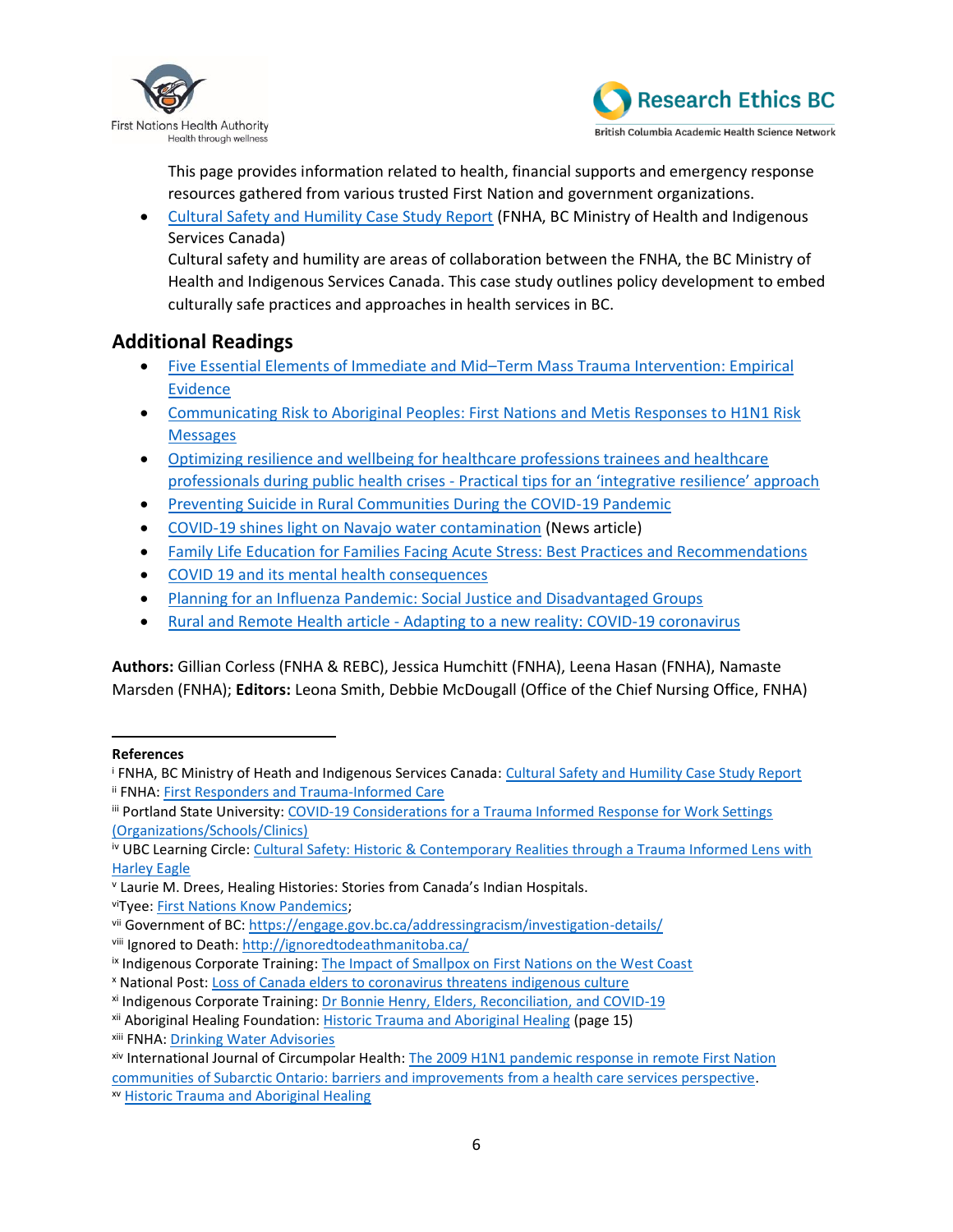This page provides information related to health, financial supports and emergency response resources gathered from various trusted First Nation and government organizations.

- Cultural Safety and Humility Case Study Report (FNHA, BC Ministry of Health and Indigenous Services Canada)
  Cultural safety and humility are areas of collaboration between the FNHA, the BC Ministry of Health and Indigenous Services Canada. This case study outlines policy development to embed culturally safe practices and approaches in health services in BC.

## Additional Readings

- Five Essential Elements of Immediate and Mid–Term Mass Trauma Intervention: Empirical Evidence
- Communicating Risk to Aboriginal Peoples: First Nations and Metis Responses to H1N1 Risk Messages
- Optimizing resilience and wellbeing for healthcare professions trainees and healthcare professionals during public health crises - Practical tips for an 'integrative resilience' approach
- Preventing Suicide in Rural Communities During the COVID-19 Pandemic
- COVID-19 shines light on Navajo water contamination (News article)
- Family Life Education for Families Facing Acute Stress: Best Practices and Recommendations
- COVID 19 and its mental health consequences
- Planning for an Influenza Pandemic: Social Justice and Disadvantaged Groups
- Rural and Remote Health article - Adapting to a new reality: COVID-19 coronavirus

**Authors:** Gillian Corless (FNHA & REBC), Jessica Humchitt (FNHA), Leena Hasan (FNHA), Namaste Marsden (FNHA); **Editors:** Leona Smith, Debbie McDougall (Office of the Chief Nursing Office, FNHA)

---

**References**

[i] FNHA, BC Ministry of Heath and Indigenous Services Canada: Cultural Safety and Humility Case Study Report
[ii] FNHA: First Responders and Trauma-Informed Care
[iii] Portland State University: COVID-19 Considerations for a Trauma Informed Response for Work Settings (Organizations/Schools/Clinics)
[iv] UBC Learning Circle: Cultural Safety: Historic & Contemporary Realities through a Trauma Informed Lens with Harley Eagle
[v] Laurie M. Drees, Healing Histories: Stories from Canada's Indian Hospitals.
[vi] Tyee: First Nations Know Pandemics;
[vii] Government of BC: https://engage.gov.bc.ca/addressingracism/investigation-details/
[viii] Ignored to Death: http://ignoredtodeathmanitoba.ca/
[ix] Indigenous Corporate Training: The Impact of Smallpox on First Nations on the West Coast
[x] National Post: Loss of Canada elders to coronavirus threatens indigenous culture
[xi] Indigenous Corporate Training: Dr Bonnie Henry, Elders, Reconciliation, and COVID-19
[xii] Aboriginal Healing Foundation: Historic Trauma and Aboriginal Healing (page 15)
[xiii] FNHA: Drinking Water Advisories
[xiv] International Journal of Circumpolar Health: The 2009 H1N1 pandemic response in remote First Nation communities of Subarctic Ontario: barriers and improvements from a health care services perspective.
[xv] Historic Trauma and Aboriginal Healing